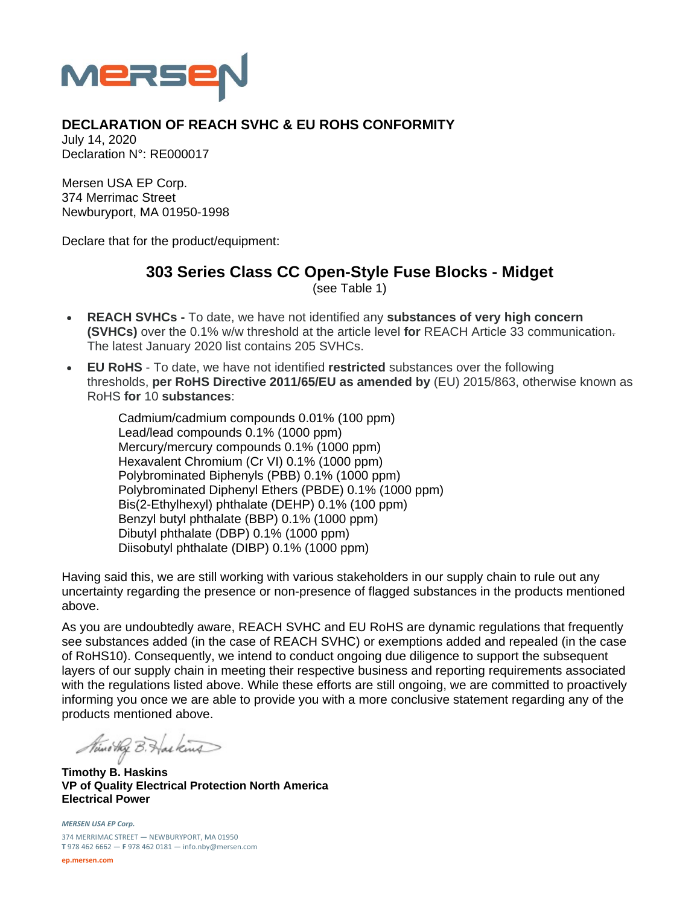MERSEN

## DECLARATION OF REACH SVHC & EU ROHS CONFORMITY

July 14, 2020
Declaration N°: RE000017

Mersen USA EP Corp.
374 Merrimac Street
Newburyport, MA 01950-1998

Declare that for the product/equipment:

### 303 Series Class CC Open-Style Fuse Blocks - Midget

(see Table 1)

- **REACH SVHCs -** To date, we have not identified any **substances of very high concern (SVHCs)** over the 0.1% w/w threshold at the article level **for** REACH Article 33 communication. The latest January 2020 list contains 205 SVHCs.
- **EU RoHS** - To date, we have not identified **restricted** substances over the following thresholds, **per RoHS Directive 2011/65/EU as amended by** (EU) 2015/863, otherwise known as RoHS **for** 10 **substances**:

  Cadmium/cadmium compounds 0.01% (100 ppm)
  Lead/lead compounds 0.1% (1000 ppm)
  Mercury/mercury compounds 0.1% (1000 ppm)
  Hexavalent Chromium (Cr VI) 0.1% (1000 ppm)
  Polybrominated Biphenyls (PBB) 0.1% (1000 ppm)
  Polybrominated Diphenyl Ethers (PBDE) 0.1% (1000 ppm)
  Bis(2-Ethylhexyl) phthalate (DEHP) 0.1% (100 ppm)
  Benzyl butyl phthalate (BBP) 0.1% (1000 ppm)
  Dibutyl phthalate (DBP) 0.1% (1000 ppm)
  Diisobutyl phthalate (DIBP) 0.1% (1000 ppm)

Having said this, we are still working with various stakeholders in our supply chain to rule out any uncertainty regarding the presence or non-presence of flagged substances in the products mentioned above.

As you are undoubtedly aware, REACH SVHC and EU RoHS are dynamic regulations that frequently see substances added (in the case of REACH SVHC) or exemptions added and repealed (in the case of RoHS10). Consequently, we intend to conduct ongoing due diligence to support the subsequent layers of our supply chain in meeting their respective business and reporting requirements associated with the regulations listed above. While these efforts are still ongoing, we are committed to proactively informing you once we are able to provide you with a more conclusive statement regarding any of the products mentioned above.

*Timothy B. Haskins*

**Timothy B. Haskins**
**VP of Quality Electrical Protection North America**
**Electrical Power**

*MERSEN USA EP Corp.*
374 MERRIMAC STREET — NEWBURYPORT, MA 01950
**T** 978 462 6662 — **F** 978 462 0181 — info.nby@mersen.com
ep.mersen.com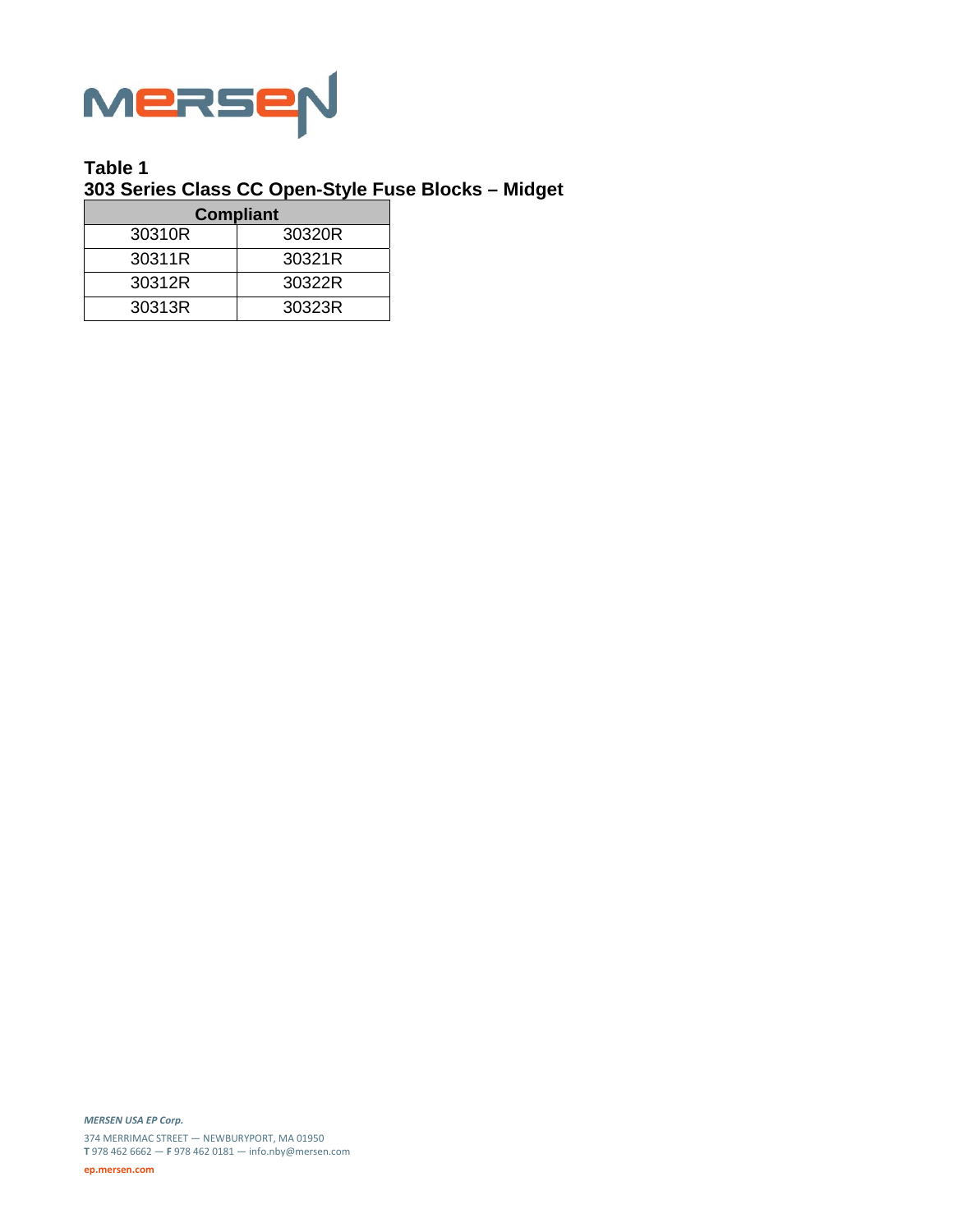**Table 1**

**303 Series Class CC Open-Style Fuse Blocks – Midget**

| Compliant | |
|---|---|
| 30310R | 30320R |
| 30311R | 30321R |
| 30312R | 30322R |
| 30313R | 30323R |

*MERSEN USA EP Corp.*

374 MERRIMAC STREET — NEWBURYPORT, MA 01950
**T** 978 462 6662 — **F** 978 462 0181 — info.nby@mersen.com

**ep.mersen.com**